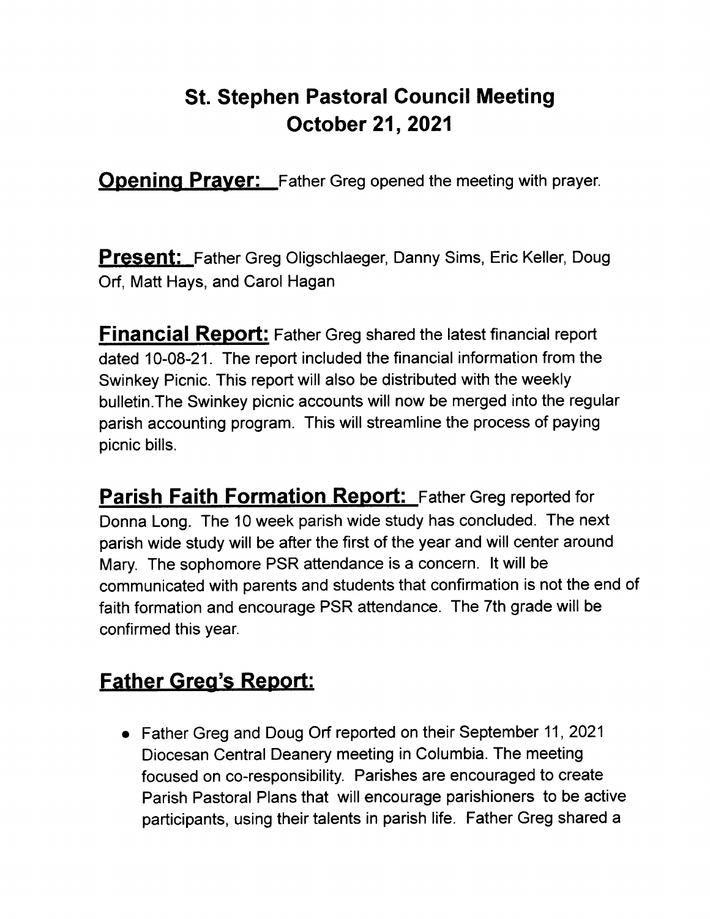# St. Stephen Pastoral Council Meeting
# October 21, 2021

**Opening Prayer:** Father Greg opened the meeting with prayer.

**Present:** Father Greg Oligschlaeger, Danny Sims, Eric Keller, Doug Orf, Matt Hays, and Carol Hagan

**Financial Report:** Father Greg shared the latest financial report dated 10-08-21. The report included the financial information from the Swinkey Picnic. This report will also be distributed with the weekly bulletin.The Swinkey picnic accounts will now be merged into the regular parish accounting program. This will streamline the process of paying picnic bills.

**Parish Faith Formation Report:** Father Greg reported for Donna Long. The 10 week parish wide study has concluded. The next parish wide study will be after the first of the year and will center around Mary. The sophomore PSR attendance is a concern. It will be communicated with parents and students that confirmation is not the end of faith formation and encourage PSR attendance. The 7th grade will be confirmed this year.

## Father Greg's Report:

- Father Greg and Doug Orf reported on their September 11, 2021 Diocesan Central Deanery meeting in Columbia. The meeting focused on co-responsibility. Parishes are encouraged to create Parish Pastoral Plans that will encourage parishioners to be active participants, using their talents in parish life. Father Greg shared a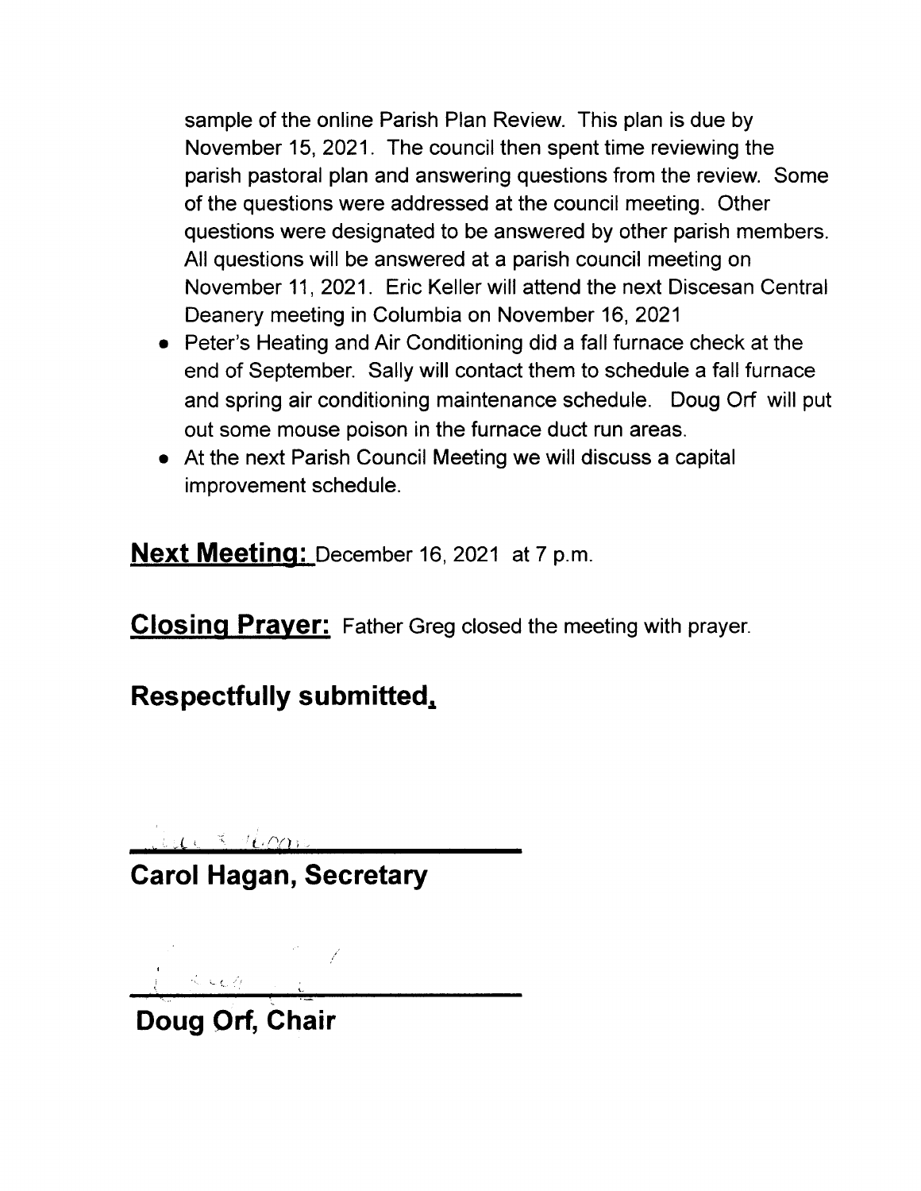sample of the online Parish Plan Review. This plan is due by November 15, 2021. The council then spent time reviewing the parish pastoral plan and answering questions from the review. Some of the questions were addressed at the council meeting. Other questions were designated to be answered by other parish members. All questions will be answered at a parish council meeting on November 11, 2021. Eric Keller will attend the next Discesan Central Deanery meeting in Columbia on November 16, 2021

- Peter's Heating and Air Conditioning did a fall furnace check at the end of September. Sally will contact them to schedule a fall furnace and spring air conditioning maintenance schedule. Doug Orf will put out some mouse poison in the furnace duct run areas.
- At the next Parish Council Meeting we will discuss a capital improvement schedule.

**Next Meeting:** December 16, 2021 at 7 p.m.

**Closing Prayer:** Father Greg closed the meeting with prayer.

**Respectfully submitted,**

**Carol Hagan, Secretary**

**Doug Orf, Chair**